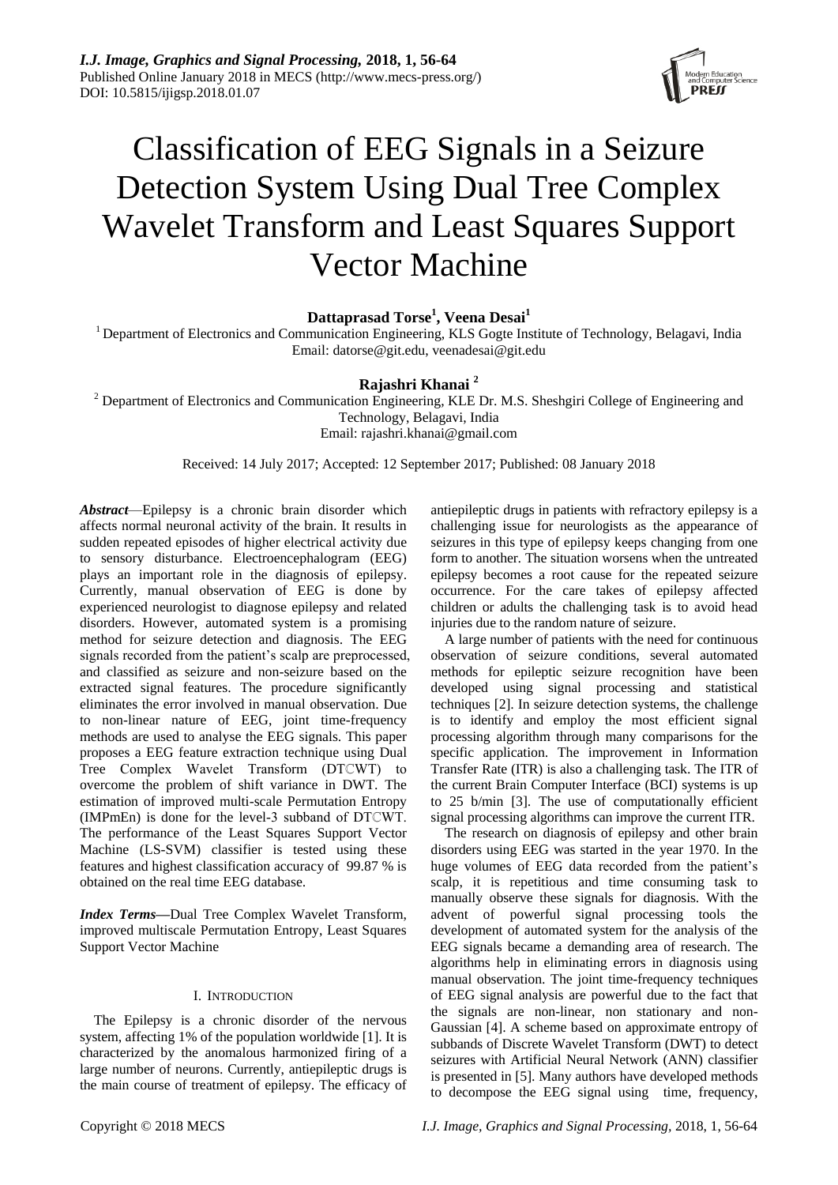# Classification of EEG Signals in a Seizure Detection System Using Dual Tree Complex Wavelet Transform and Least Squares Support Vector Machine

**Dattaprasad Torse[1], Veena Desai[1]**

[1] Department of Electronics and Communication Engineering, KLS Gogte Institute of Technology, Belagavi, India
Email: datorse@git.edu, veenadesai@git.edu

**Rajashri Khanai [2]**

[2] Department of Electronics and Communication Engineering, KLE Dr. M.S. Sheshgiri College of Engineering and Technology, Belagavi, India
Email: rajashri.khanai@gmail.com

Received: 14 July 2017; Accepted: 12 September 2017; Published: 08 January 2018

***Abstract***—Epilepsy is a chronic brain disorder which affects normal neuronal activity of the brain. It results in sudden repeated episodes of higher electrical activity due to sensory disturbance. Electroencephalogram (EEG) plays an important role in the diagnosis of epilepsy. Currently, manual observation of EEG is done by experienced neurologist to diagnose epilepsy and related disorders. However, automated system is a promising method for seizure detection and diagnosis. The EEG signals recorded from the patient's scalp are preprocessed, and classified as seizure and non-seizure based on the extracted signal features. The procedure significantly eliminates the error involved in manual observation. Due to non-linear nature of EEG, joint time-frequency methods are used to analyse the EEG signals. This paper proposes a EEG feature extraction technique using Dual Tree Complex Wavelet Transform (DTℂWT) to overcome the problem of shift variance in DWT. The estimation of improved multi-scale Permutation Entropy (IMPmEn) is done for the level-3 subband of DTℂWT. The performance of the Least Squares Support Vector Machine (LS-SVM) classifier is tested using these features and highest classification accuracy of 99.87 % is obtained on the real time EEG database.

***Index Terms***—Dual Tree Complex Wavelet Transform, improved multiscale Permutation Entropy, Least Squares Support Vector Machine

## I. Introduction

The Epilepsy is a chronic disorder of the nervous system, affecting 1% of the population worldwide [1]. It is characterized by the anomalous harmonized firing of a large number of neurons. Currently, antiepileptic drugs is the main course of treatment of epilepsy. The efficacy of antiepileptic drugs in patients with refractory epilepsy is a challenging issue for neurologists as the appearance of seizures in this type of epilepsy keeps changing from one form to another. The situation worsens when the untreated epilepsy becomes a root cause for the repeated seizure occurrence. For the care takes of epilepsy affected children or adults the challenging task is to avoid head injuries due to the random nature of seizure.

A large number of patients with the need for continuous observation of seizure conditions, several automated methods for epileptic seizure recognition have been developed using signal processing and statistical techniques [2]. In seizure detection systems, the challenge is to identify and employ the most efficient signal processing algorithm through many comparisons for the specific application. The improvement in Information Transfer Rate (ITR) is also a challenging task. The ITR of the current Brain Computer Interface (BCI) systems is up to 25 b/min [3]. The use of computationally efficient signal processing algorithms can improve the current ITR.

The research on diagnosis of epilepsy and other brain disorders using EEG was started in the year 1970. In the huge volumes of EEG data recorded from the patient's scalp, it is repetitious and time consuming task to manually observe these signals for diagnosis. With the advent of powerful signal processing tools the development of automated system for the analysis of the EEG signals became a demanding area of research. The algorithms help in eliminating errors in diagnosis using manual observation. The joint time-frequency techniques of EEG signal analysis are powerful due to the fact that the signals are non-linear, non stationary and non-Gaussian [4]. A scheme based on approximate entropy of subbands of Discrete Wavelet Transform (DWT) to detect seizures with Artificial Neural Network (ANN) classifier is presented in [5]. Many authors have developed methods to decompose the EEG signal using time, frequency,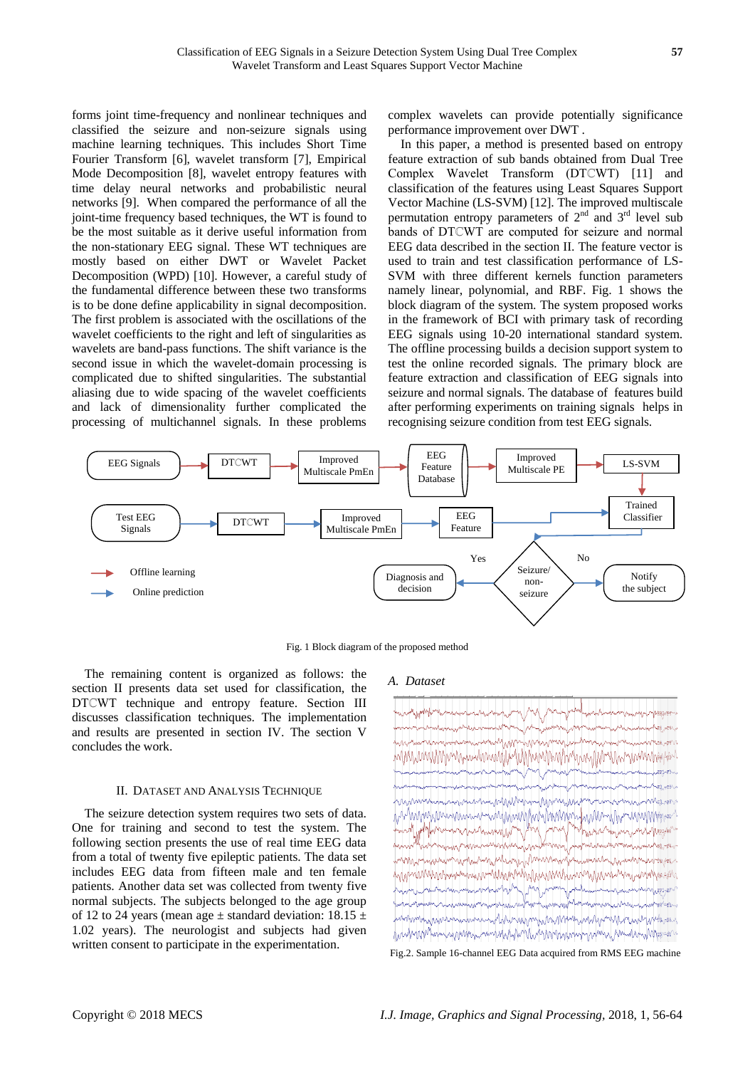forms joint time-frequency and nonlinear techniques and classified the seizure and non-seizure signals using machine learning techniques. This includes Short Time Fourier Transform [6], wavelet transform [7], Empirical Mode Decomposition [8], wavelet entropy features with time delay neural networks and probabilistic neural networks [9]. When compared the performance of all the joint-time frequency based techniques, the WT is found to be the most suitable as it derive useful information from the non-stationary EEG signal. These WT techniques are mostly based on either DWT or Wavelet Packet Decomposition (WPD) [10]. However, a careful study of the fundamental difference between these two transforms is to be done define applicability in signal decomposition. The first problem is associated with the oscillations of the wavelet coefficients to the right and left of singularities as wavelets are band-pass functions. The shift variance is the second issue in which the wavelet-domain processing is complicated due to shifted singularities. The substantial aliasing due to wide spacing of the wavelet coefficients and lack of dimensionality further complicated the processing of multichannel signals. In these problems complex wavelets can provide potentially significance performance improvement over DWT .

In this paper, a method is presented based on entropy feature extraction of sub bands obtained from Dual Tree Complex Wavelet Transform (DTℂWT) [11] and classification of the features using Least Squares Support Vector Machine (LS-SVM) [12]. The improved multiscale permutation entropy parameters of 2nd and 3rd level sub bands of DTℂWT are computed for seizure and normal EEG data described in the section II. The feature vector is used to train and test classification performance of LS-SVM with three different kernels function parameters namely linear, polynomial, and RBF. Fig. 1 shows the block diagram of the system. The system proposed works in the framework of BCI with primary task of recording EEG signals using 10-20 international standard system. The offline processing builds a decision support system to test the online recorded signals. The primary block are feature extraction and classification of EEG signals into seizure and normal signals. The database of features build after performing experiments on training signals helps in recognising seizure condition from test EEG signals.

Fig. 1 Block diagram of the proposed method

The remaining content is organized as follows: the section II presents data set used for classification, the DTℂWT technique and entropy feature. Section III discusses classification techniques. The implementation and results are presented in section IV. The section V concludes the work.

## II. Dataset and Analysis Technique

The seizure detection system requires two sets of data. One for training and second to test the system. The following section presents the use of real time EEG data from a total of twenty five epileptic patients. The data set includes EEG data from fifteen male and ten female patients. Another data set was collected from twenty five normal subjects. The subjects belonged to the age group of 12 to 24 years (mean age ± standard deviation: 18.15 ± 1.02 years). The neurologist and subjects had given written consent to participate in the experimentation.

### A. Dataset

Fig.2. Sample 16-channel EEG Data acquired from RMS EEG machine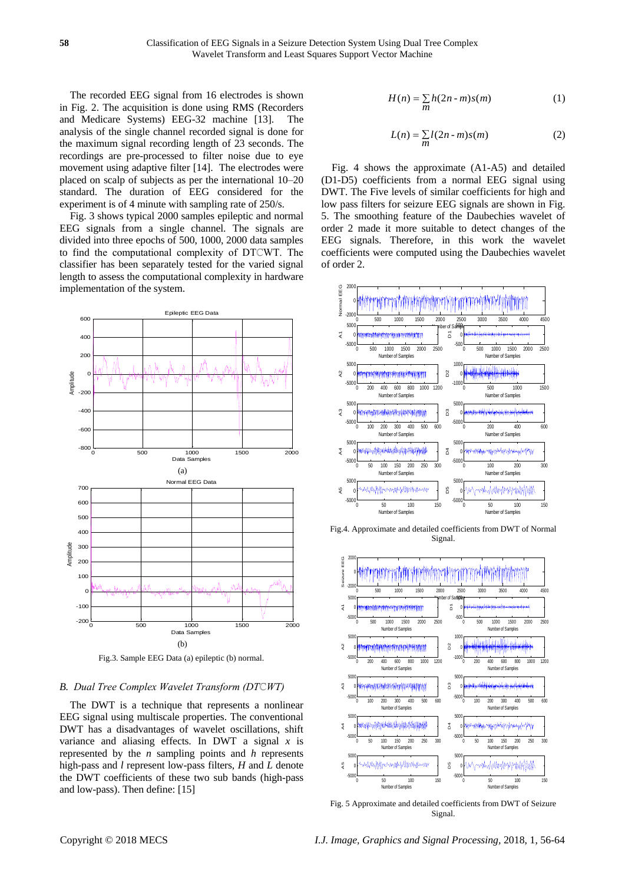The recorded EEG signal from 16 electrodes is shown in Fig. 2. The acquisition is done using RMS (Recorders and Medicare Systems) EEG-32 machine [13]. The analysis of the single channel recorded signal is done for the maximum signal recording length of 23 seconds. The recordings are pre-processed to filter noise due to eye movement using adaptive filter [14]. The electrodes were placed on scalp of subjects as per the international 10–20 standard. The duration of EEG considered for the experiment is of 4 minute with sampling rate of 250/s.

Fig. 3 shows typical 2000 samples epileptic and normal EEG signals from a single channel. The signals are divided into three epochs of 500, 1000, 2000 data samples to find the computational complexity of DTℂWT. The classifier has been separately tested for the varied signal length to assess the computational complexity in hardware implementation of the system.

Fig.3. Sample EEG Data (a) epileptic (b) normal.

### B. *Dual Tree Complex Wavelet Transform (DTℂWT)*

The DWT is a technique that represents a nonlinear EEG signal using multiscale properties. The conventional DWT has a disadvantages of wavelet oscillations, shift variance and aliasing effects. In DWT a signal $x$ is represented by the $n$ sampling points and $h$ represents high-pass and $l$ represent low-pass filters, $H$ and $L$ denote the DWT coefficients of these two sub bands (high-pass and low-pass). Then define: [15]

$$H(n) = \sum_{m} h(2n - m)s(m) \tag{1}$$

$$L(n) = \sum_{m} l(2n - m)s(m) \tag{2}$$

Fig. 4 shows the approximate (A1-A5) and detailed (D1-D5) coefficients from a normal EEG signal using DWT. The Five levels of similar coefficients for high and low pass filters for seizure EEG signals are shown in Fig. 5. The smoothing feature of the Daubechies wavelet of order 2 made it more suitable to detect changes of the EEG signals. Therefore, in this work the wavelet coefficients were computed using the Daubechies wavelet of order 2.

Fig.4. Approximate and detailed coefficients from DWT of Normal Signal.

Fig. 5 Approximate and detailed coefficients from DWT of Seizure Signal.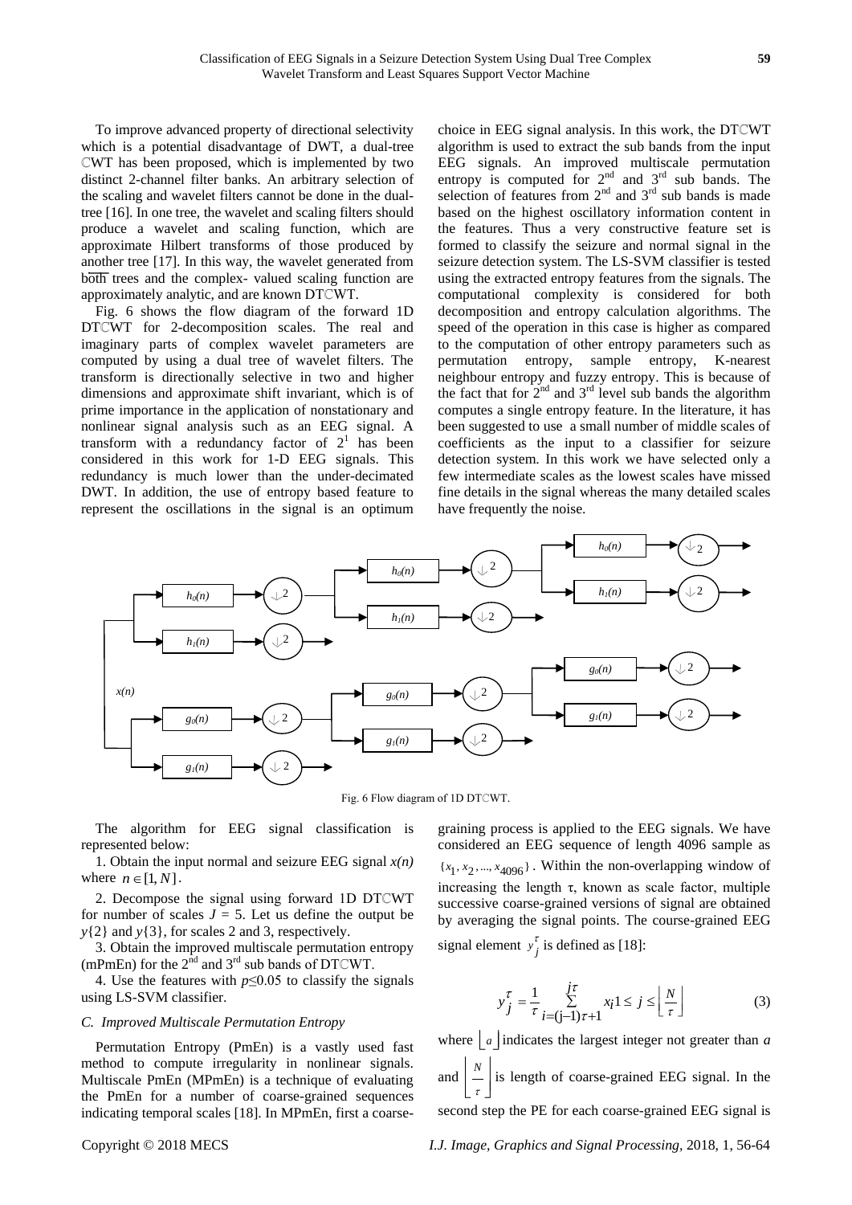To improve advanced property of directional selectivity which is a potential disadvantage of DWT, a dual-tree ℂWT has been proposed, which is implemented by two distinct 2-channel filter banks. An arbitrary selection of the scaling and wavelet filters cannot be done in the dual-tree [16]. In one tree, the wavelet and scaling filters should produce a wavelet and scaling function, which are approximate Hilbert transforms of those produced by another tree [17]. In this way, the wavelet generated from both trees and the complex- valued scaling function are approximately analytic, and are known DTℂWT.

Fig. 6 shows the flow diagram of the forward 1D DTℂWT for 2-decomposition scales. The real and imaginary parts of complex wavelet parameters are computed by using a dual tree of wavelet filters. The transform is directionally selective in two and higher dimensions and approximate shift invariant, which is of prime importance in the application of nonstationary and nonlinear signal analysis such as an EEG signal. A transform with a redundancy factor of $2^1$ has been considered in this work for 1-D EEG signals. This redundancy is much lower than the under-decimated DWT. In addition, the use of entropy based feature to represent the oscillations in the signal is an optimum choice in EEG signal analysis. In this work, the DTℂWT algorithm is used to extract the sub bands from the input EEG signals. An improved multiscale permutation entropy is computed for 2nd and 3rd sub bands. The selection of features from 2nd and 3rd sub bands is made based on the highest oscillatory information content in the features. Thus a very constructive feature set is formed to classify the seizure and normal signal in the seizure detection system. The LS-SVM classifier is tested using the extracted entropy features from the signals. The computational complexity is considered for both decomposition and entropy calculation algorithms. The speed of the operation in this case is higher as compared to the computation of other entropy parameters such as permutation entropy, sample entropy, K-nearest neighbour entropy and fuzzy entropy. This is because of the fact that for 2nd and 3rd level sub bands the algorithm computes a single entropy feature. In the literature, it has been suggested to use a small number of middle scales of coefficients as the input to a classifier for seizure detection system. In this work we have selected only a few intermediate scales as the lowest scales have missed fine details in the signal whereas the many detailed scales have frequently the noise.

Fig. 6 Flow diagram of 1D DTℂWT.

The algorithm for EEG signal classification is represented below:

1. Obtain the input normal and seizure EEG signal $x(n)$ where $n \in [1, N]$.

2. Decompose the signal using forward 1D DTℂWT for number of scales $J = 5$. Let us define the output be $y\{2\}$ and $y\{3\}$, for scales 2 and 3, respectively.

3. Obtain the improved multiscale permutation entropy (mPmEn) for the 2nd and 3rd sub bands of DTℂWT.

4. Use the features with $p \leq 0.05$ to classify the signals using LS-SVM classifier.

### *C. Improved Multiscale Permutation Entropy*

Permutation Entropy (PmEn) is a vastly used fast method to compute irregularity in nonlinear signals. Multiscale PmEn (MPmEn) is a technique of evaluating the PmEn for a number of coarse-grained sequences indicating temporal scales [18]. In MPmEn, first a coarse-graining process is applied to the EEG signals. We have considered an EEG sequence of length 4096 sample as $\{x_1, x_2, ..., x_{4096}\}$. Within the non-overlapping window of increasing the length τ, known as scale factor, multiple successive coarse-grained versions of signal are obtained by averaging the signal points. The course-grained EEG signal element $y_j^\tau$ is defined as [18]:

$$y_j^\tau = \frac{1}{\tau} \sum_{i=(j-1)\tau+1}^{j\tau} x_i \quad 1 \leq j \leq \left\lfloor \frac{N}{\tau} \right\rfloor \tag{3}$$

where $\lfloor a \rfloor$ indicates the largest integer not greater than *a* and $\left\lfloor \frac{N}{\tau} \right\rfloor$ is length of coarse-grained EEG signal. In the second step the PE for each coarse-grained EEG signal is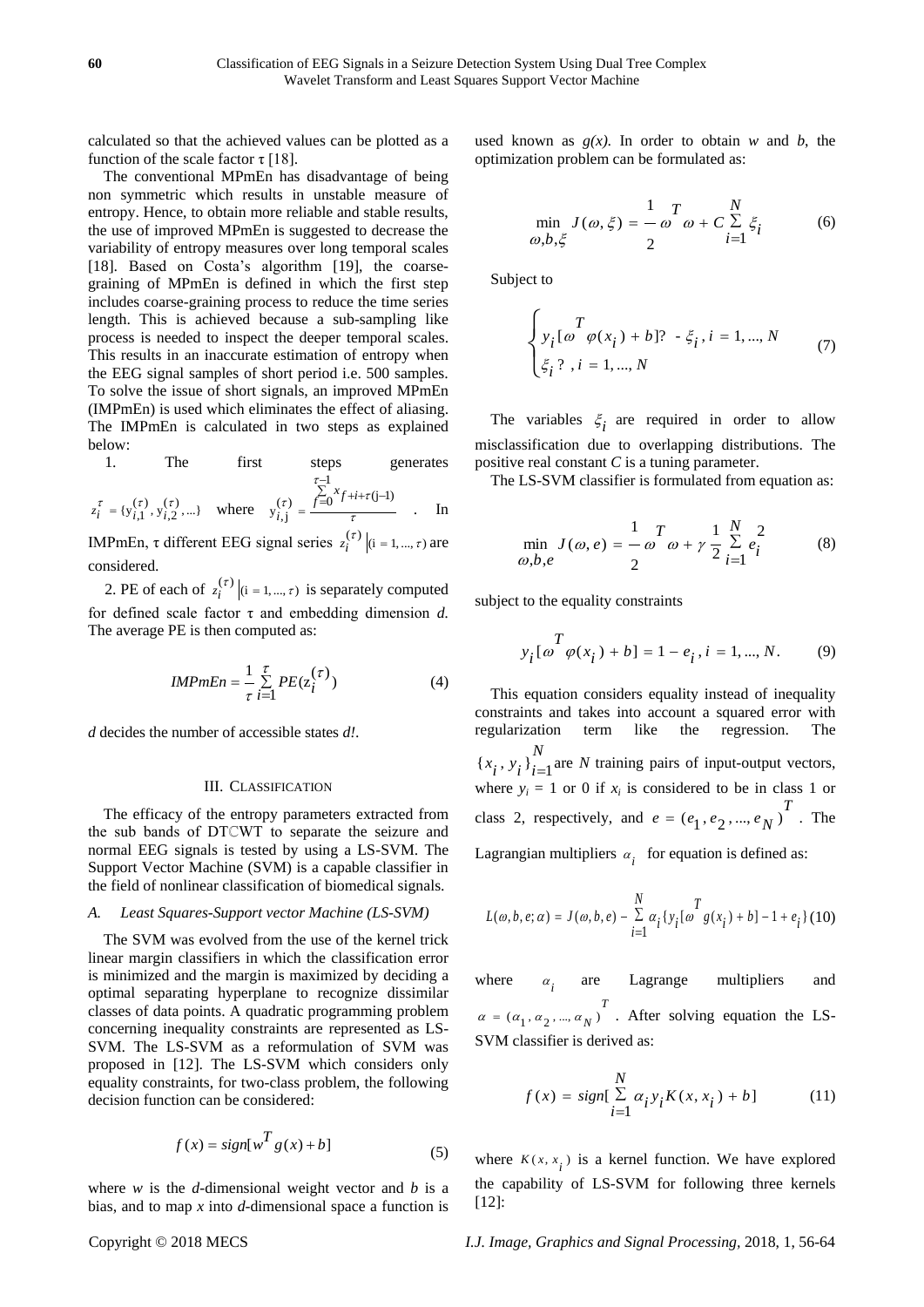calculated so that the achieved values can be plotted as a function of the scale factor τ [18].

The conventional MPmEn has disadvantage of being non symmetric which results in unstable measure of entropy. Hence, to obtain more reliable and stable results, the use of improved MPmEn is suggested to decrease the variability of entropy measures over long temporal scales [18]. Based on Costa's algorithm [19], the coarse-graining of MPmEn is defined in which the first step includes coarse-graining process to reduce the time series length. This is achieved because a sub-sampling like process is needed to inspect the deeper temporal scales. This results in an inaccurate estimation of entropy when the EEG signal samples of short period i.e. 500 samples. To solve the issue of short signals, an improved MPmEn (IMPmEn) is used which eliminates the effect of aliasing. The IMPmEn is calculated in two steps as explained below:

1. The first steps generates $z_i^{\tau} = \{y_{i,1}^{(\tau)}, y_{i,2}^{(\tau)}, ...\}$ where $y_{i,j}^{(\tau)} = \frac{\sum_{f=0}^{\tau-1} x_{f+i+\tau(j-1)}}{\tau}$. In IMPmEn, τ different EEG signal series $z_i^{(\tau)} \,|(i = 1, ..., \tau)$ are considered.

2. PE of each of $z_i^{(\tau)} \,|(i = 1, ..., \tau)$ is separately computed for defined scale factor τ and embedding dimension *d*. The average PE is then computed as:

$$IMPmEn = \frac{1}{\tau} \sum_{i=1}^{\tau} PE(z_i^{(\tau)}) \tag{4}$$

*d* decides the number of accessible states *d!*.

## III. Classification

The efficacy of the entropy parameters extracted from the sub bands of DTℂWT to separate the seizure and normal EEG signals is tested by using a LS-SVM. The Support Vector Machine (SVM) is a capable classifier in the field of nonlinear classification of biomedical signals.

### *A. Least Squares-Support vector Machine (LS-SVM)*

The SVM was evolved from the use of the kernel trick linear margin classifiers in which the classification error is minimized and the margin is maximized by deciding a optimal separating hyperplane to recognize dissimilar classes of data points. A quadratic programming problem concerning inequality constraints are represented as LS-SVM. The LS-SVM as a reformulation of SVM was proposed in [12]. The LS-SVM which considers only equality constraints, for two-class problem, the following decision function can be considered:

$$f(x) = sign[w^T g(x) + b] \tag{5}$$

where *w* is the *d*-dimensional weight vector and *b* is a bias, and to map *x* into *d*-dimensional space a function is used known as *g(x)*. In order to obtain *w* and *b*, the optimization problem can be formulated as:

$$\min_{\omega, b, \xi} J(\omega, \xi) = \frac{1}{2} \omega^T \omega + C \sum_{i=1}^{N} \xi_i \tag{6}$$

Subject to

$$\begin{cases} y_i[\omega^T \varphi(x_i) + b]? \; - \xi_i \,,\, i = 1, ..., N \\ \xi_i \; ? \;,\, i = 1, ..., N \end{cases} \tag{7}$$

The variables $\xi_i$ are required in order to allow misclassification due to overlapping distributions. The positive real constant *C* is a tuning parameter.

The LS-SVM classifier is formulated from equation as:

$$\min_{\omega, b, e} J(\omega, e) = \frac{1}{2} \omega^T \omega + \gamma \frac{1}{2} \sum_{i=1}^{N} e_i^2 \tag{8}$$

subject to the equality constraints

$$y_i[\omega^T \varphi(x_i) + b] = 1 - e_i \,,\, i = 1, ..., N. \tag{9}$$

This equation considers equality instead of inequality constraints and takes into account a squared error with regularization term like the regression. The $\{x_i, y_i\}_{i=1}^{N}$ are *N* training pairs of input-output vectors, where $y_i = 1$ or 0 if $x_i$ is considered to be in class 1 or class 2, respectively, and $e = (e_1, e_2, ..., e_N)^T$. The Lagrangian multipliers $\alpha_i$ for equation is defined as:

$$L(\omega, b, e; \alpha) = J(\omega, b, e) - \sum_{i=1}^{N} \alpha_i \{y_i[\omega^T g(x_i) + b] - 1 + e_i\} \tag{10}$$

where $\alpha_i$ are Lagrange multipliers and $\alpha = (\alpha_1, \alpha_2, ..., \alpha_N)^T$. After solving equation the LS-SVM classifier is derived as:

$$f(x) = sign[\sum_{i=1}^{N} \alpha_i y_i K(x, x_i) + b] \tag{11}$$

where $K(x, x_i)$ is a kernel function. We have explored the capability of LS-SVM for following three kernels [12]: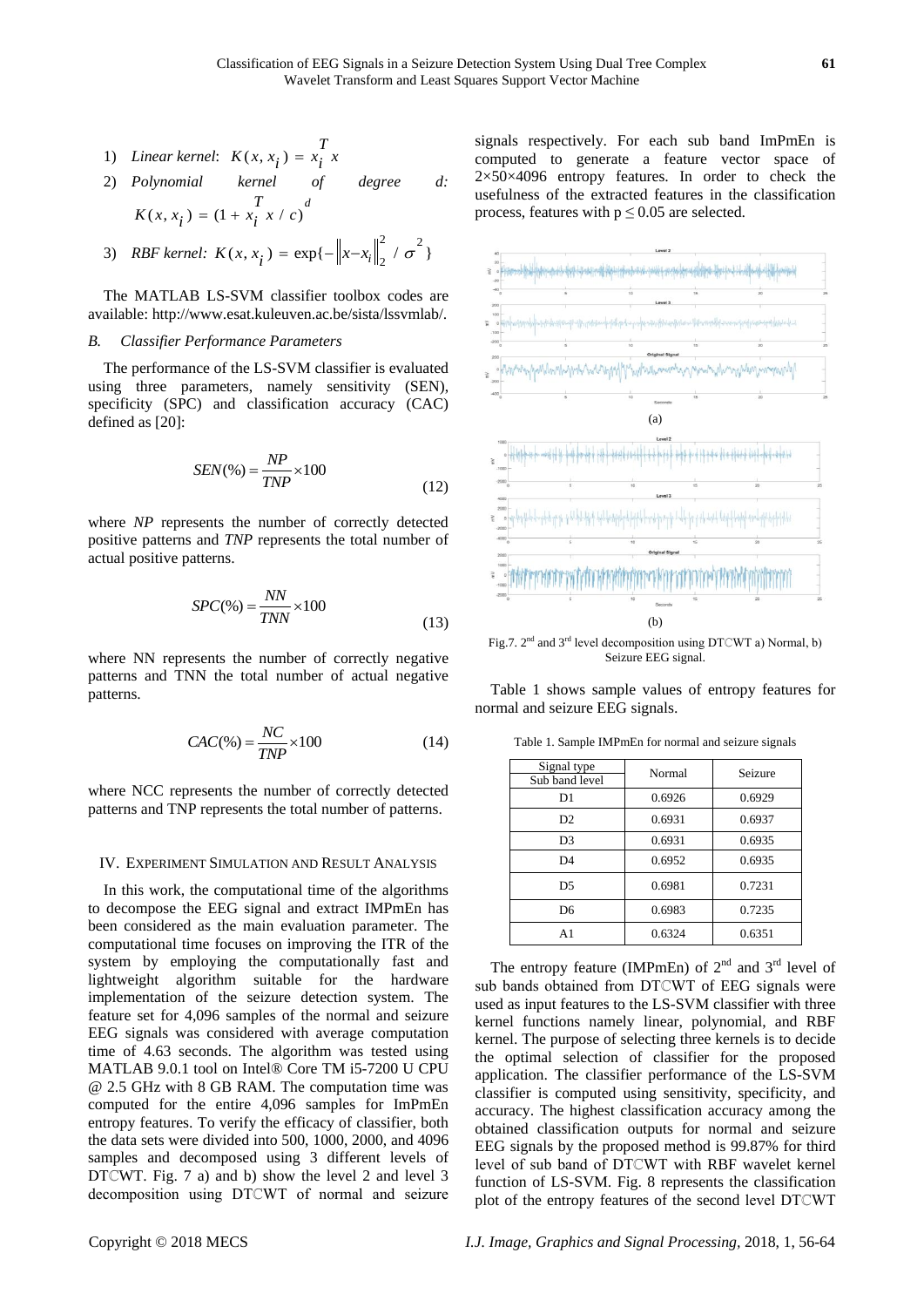1) *Linear kernel*: $K(x, x_i) = x_i^T x$

2) *Polynomial kernel of degree d:* $K(x, x_i) = (1 + x_i^T x / c)^d$

3) *RBF kernel:* $K(x, x_i) = \exp\{-\|x - x_i\|_2^2 / \sigma^2\}$

The MATLAB LS-SVM classifier toolbox codes are available: http://www.esat.kuleuven.ac.be/sista/lssvmlab/.

### *B. Classifier Performance Parameters*

The performance of the LS-SVM classifier is evaluated using three parameters, namely sensitivity (SEN), specificity (SPC) and classification accuracy (CAC) defined as [20]:

$$SEN(\%) = \frac{NP}{TNP} \times 100 \tag{12}$$

where *NP* represents the number of correctly detected positive patterns and *TNP* represents the total number of actual positive patterns.

$$SPC(\%) = \frac{NN}{TNN} \times 100 \tag{13}$$

where NN represents the number of correctly negative patterns and TNN the total number of actual negative patterns.

$$CAC(\%) = \frac{NC}{TNP} \times 100 \tag{14}$$

where NCC represents the number of correctly detected patterns and TNP represents the total number of patterns.

## IV. Experiment Simulation and Result Analysis

In this work, the computational time of the algorithms to decompose the EEG signal and extract IMPmEn has been considered as the main evaluation parameter. The computational time focuses on improving the ITR of the system by employing the computationally fast and lightweight algorithm suitable for the hardware implementation of the seizure detection system. The feature set for 4,096 samples of the normal and seizure EEG signals was considered with average computation time of 4.63 seconds. The algorithm was tested using MATLAB 9.0.1 tool on Intel® Core TM i5-7200 U CPU @ 2.5 GHz with 8 GB RAM. The computation time was computed for the entire 4,096 samples for ImPmEn entropy features. To verify the efficacy of classifier, both the data sets were divided into 500, 1000, 2000, and 4096 samples and decomposed using 3 different levels of DTℂWT. Fig. 7 a) and b) show the level 2 and level 3 decomposition using DTℂWT of normal and seizure signals respectively. For each sub band ImPmEn is computed to generate a feature vector space of 2×50×4096 entropy features. In order to check the usefulness of the extracted features in the classification process, features with $p \leq 0.05$ are selected.

(a)

(b)

Fig.7. 2nd and 3rd level decomposition using DTℂWT a) Normal, b) Seizure EEG signal.

Table 1 shows sample values of entropy features for normal and seizure EEG signals.

Table 1. Sample IMPmEn for normal and seizure signals

| Signal type / Sub band level | Normal | Seizure |
|---|---|---|
| D1 | 0.6926 | 0.6929 |
| D2 | 0.6931 | 0.6937 |
| D3 | 0.6931 | 0.6935 |
| D4 | 0.6952 | 0.6935 |
| D5 | 0.6981 | 0.7231 |
| D6 | 0.6983 | 0.7235 |
| A1 | 0.6324 | 0.6351 |

The entropy feature (IMPmEn) of 2nd and 3rd level of sub bands obtained from DTℂWT of EEG signals were used as input features to the LS-SVM classifier with three kernel functions namely linear, polynomial, and RBF kernel. The purpose of selecting three kernels is to decide the optimal selection of classifier for the proposed application. The classifier performance of the LS-SVM classifier is computed using sensitivity, specificity, and accuracy. The highest classification accuracy among the obtained classification outputs for normal and seizure EEG signals by the proposed method is 99.87% for third level of sub band of DTℂWT with RBF wavelet kernel function of LS-SVM. Fig. 8 represents the classification plot of the entropy features of the second level DTℂWT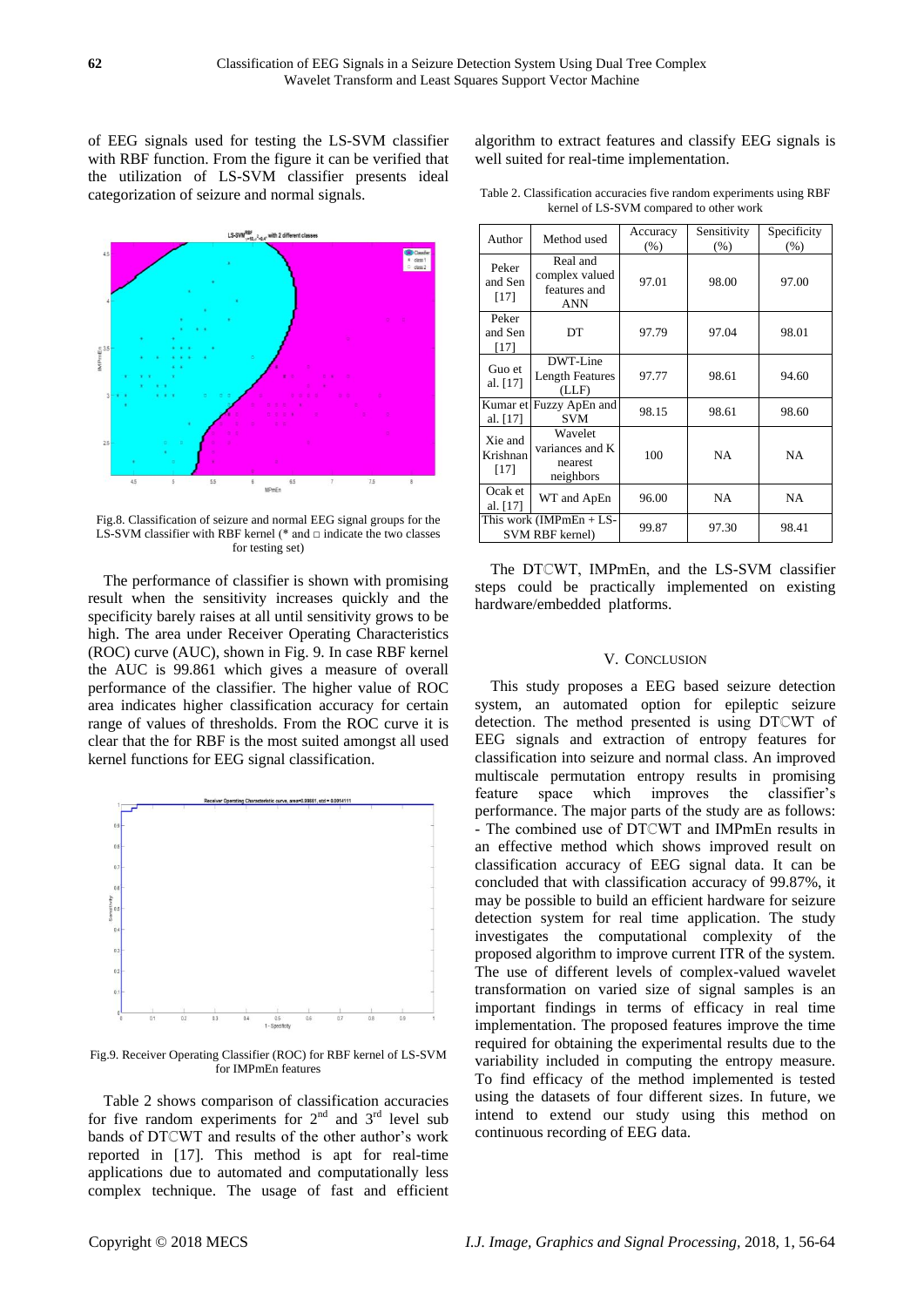of EEG signals used for testing the LS-SVM classifier with RBF function. From the figure it can be verified that the utilization of LS-SVM classifier presents ideal categorization of seizure and normal signals.

Fig.8. Classification of seizure and normal EEG signal groups for the LS-SVM classifier with RBF kernel (* and □ indicate the two classes for testing set)

The performance of classifier is shown with promising result when the sensitivity increases quickly and the specificity barely raises at all until sensitivity grows to be high. The area under Receiver Operating Characteristics (ROC) curve (AUC), shown in Fig. 9. In case RBF kernel the AUC is 99.861 which gives a measure of overall performance of the classifier. The higher value of ROC area indicates higher classification accuracy for certain range of values of thresholds. From the ROC curve it is clear that the for RBF is the most suited amongst all used kernel functions for EEG signal classification.

Fig.9. Receiver Operating Classifier (ROC) for RBF kernel of LS-SVM for IMPmEn features

Table 2 shows comparison of classification accuracies for five random experiments for 2[nd] and 3[rd] level sub bands of DTℂWT and results of the other author's work reported in [17]. This method is apt for real-time applications due to automated and computationally less complex technique. The usage of fast and efficient algorithm to extract features and classify EEG signals is well suited for real-time implementation.

Table 2. Classification accuracies five random experiments using RBF kernel of LS-SVM compared to other work

| Author | Method used | Accuracy (%) | Sensitivity (%) | Specificity (%) |
|---|---|---|---|---|
| Peker and Sen [17] | Real and complex valued features and ANN | 97.01 | 98.00 | 97.00 |
| Peker and Sen [17] | DT | 97.79 | 97.04 | 98.01 |
| Guo et al. [17] | DWT-Line Length Features (LLF) | 97.77 | 98.61 | 94.60 |
| Kumar et al. [17] | Fuzzy ApEn and SVM | 98.15 | 98.61 | 98.60 |
| Xie and Krishnan [17] | Wavelet variances and K nearest neighbors | 100 | NA | NA |
| Ocak et al. [17] | WT and ApEn | 96.00 | NA | NA |
| This work (IMPmEn + LS-SVM RBF kernel) | | 99.87 | 97.30 | 98.41 |

The DTℂWT, IMPmEn, and the LS-SVM classifier steps could be practically implemented on existing hardware/embedded platforms.

## V. Conclusion

This study proposes a EEG based seizure detection system, an automated option for epileptic seizure detection. The method presented is using DTℂWT of EEG signals and extraction of entropy features for classification into seizure and normal class. An improved multiscale permutation entropy results in promising feature space which improves the classifier's performance. The major parts of the study are as follows: - The combined use of DTℂWT and IMPmEn results in an effective method which shows improved result on classification accuracy of EEG signal data. It can be concluded that with classification accuracy of 99.87%, it may be possible to build an efficient hardware for seizure detection system for real time application. The study investigates the computational complexity of the proposed algorithm to improve current ITR of the system. The use of different levels of complex-valued wavelet transformation on varied size of signal samples is an important findings in terms of efficacy in real time implementation. The proposed features improve the time required for obtaining the experimental results due to the variability included in computing the entropy measure. To find efficacy of the method implemented is tested using the datasets of four different sizes. In future, we intend to extend our study using this method on continuous recording of EEG data.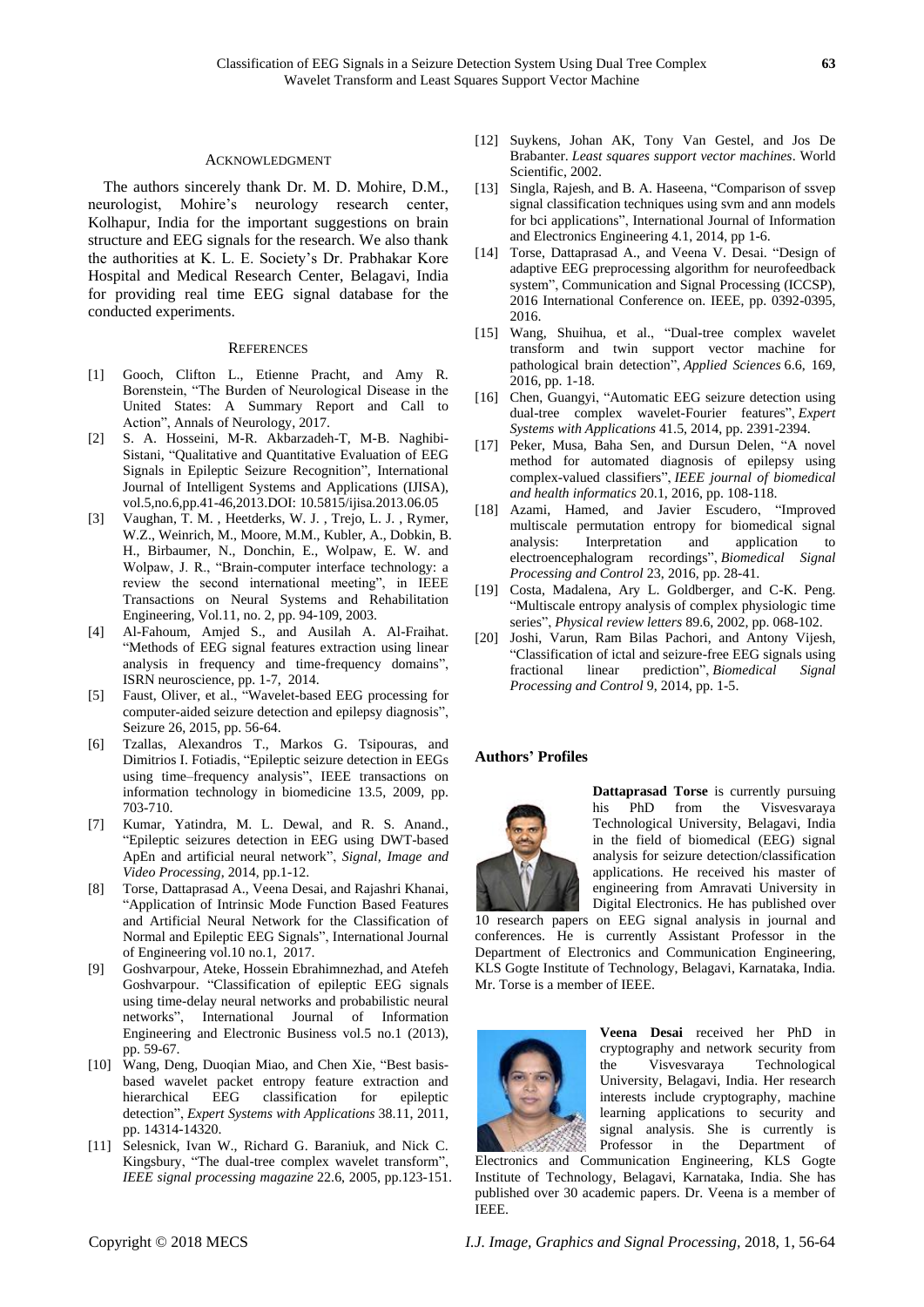## ACKNOWLEDGMENT

The authors sincerely thank Dr. M. D. Mohire, D.M., neurologist, Mohire's neurology research center, Kolhapur, India for the important suggestions on brain structure and EEG signals for the research. We also thank the authorities at K. L. E. Society's Dr. Prabhakar Kore Hospital and Medical Research Center, Belagavi, India for providing real time EEG signal database for the conducted experiments.

## REFERENCES

[1] Gooch, Clifton L., Etienne Pracht, and Amy R. Borenstein, "The Burden of Neurological Disease in the United States: A Summary Report and Call to Action", Annals of Neurology, 2017.

[2] S. A. Hosseini, M-R. Akbarzadeh-T, M-B. Naghibi-Sistani, "Qualitative and Quantitative Evaluation of EEG Signals in Epileptic Seizure Recognition", International Journal of Intelligent Systems and Applications (IJISA), vol.5,no.6,pp.41-46,2013.DOI: 10.5815/ijisa.2013.06.05

[3] Vaughan, T. M. , Heetderks, W. J. , Trejo, L. J. , Rymer, W.Z., Weinrich, M., Moore, M.M., Kubler, A., Dobkin, B. H., Birbaumer, N., Donchin, E., Wolpaw, E. W. and Wolpaw, J. R., "Brain-computer interface technology: a review the second international meeting", in IEEE Transactions on Neural Systems and Rehabilitation Engineering, Vol.11, no. 2, pp. 94-109, 2003.

[4] Al-Fahoum, Amjed S., and Ausilah A. Al-Fraihat. "Methods of EEG signal features extraction using linear analysis in frequency and time-frequency domains", ISRN neuroscience, pp. 1-7, 2014.

[5] Faust, Oliver, et al., "Wavelet-based EEG processing for computer-aided seizure detection and epilepsy diagnosis", Seizure 26, 2015, pp. 56-64.

[6] Tzallas, Alexandros T., Markos G. Tsipouras, and Dimitrios I. Fotiadis, "Epileptic seizure detection in EEGs using time–frequency analysis", IEEE transactions on information technology in biomedicine 13.5, 2009, pp. 703-710.

[7] Kumar, Yatindra, M. L. Dewal, and R. S. Anand., "Epileptic seizures detection in EEG using DWT-based ApEn and artificial neural network", *Signal, Image and Video Processing*, 2014, pp.1-12.

[8] Torse, Dattaprasad A., Veena Desai, and Rajashri Khanai, "Application of Intrinsic Mode Function Based Features and Artificial Neural Network for the Classification of Normal and Epileptic EEG Signals", International Journal of Engineering vol.10 no.1, 2017.

[9] Goshvarpour, Ateke, Hossein Ebrahimnezhad, and Atefeh Goshvarpour. "Classification of epileptic EEG signals using time-delay neural networks and probabilistic neural networks", International Journal of Information Engineering and Electronic Business vol.5 no.1 (2013), pp. 59-67.

[10] Wang, Deng, Duoqian Miao, and Chen Xie, "Best basis-based wavelet packet entropy feature extraction and hierarchical EEG classification for epileptic detection", *Expert Systems with Applications* 38.11, 2011, pp. 14314-14320.

[11] Selesnick, Ivan W., Richard G. Baraniuk, and Nick C. Kingsbury, "The dual-tree complex wavelet transform", *IEEE signal processing magazine* 22.6, 2005, pp.123-151.

[12] Suykens, Johan AK, Tony Van Gestel, and Jos De Brabanter. *Least squares support vector machines*. World Scientific, 2002.

[13] Singla, Rajesh, and B. A. Haseena, "Comparison of ssvep signal classification techniques using svm and ann models for bci applications", International Journal of Information and Electronics Engineering 4.1, 2014, pp 1-6.

[14] Torse, Dattaprasad A., and Veena V. Desai. "Design of adaptive EEG preprocessing algorithm for neurofeedback system", Communication and Signal Processing (ICCSP), 2016 International Conference on. IEEE, pp. 0392-0395, 2016.

[15] Wang, Shuihua, et al., "Dual-tree complex wavelet transform and twin support vector machine for pathological brain detection", *Applied Sciences* 6.6, 169, 2016, pp. 1-18.

[16] Chen, Guangyi, "Automatic EEG seizure detection using dual-tree complex wavelet-Fourier features", *Expert Systems with Applications* 41.5, 2014, pp. 2391-2394.

[17] Peker, Musa, Baha Sen, and Dursun Delen, "A novel method for automated diagnosis of epilepsy using complex-valued classifiers", *IEEE journal of biomedical and health informatics* 20.1, 2016, pp. 108-118.

[18] Azami, Hamed, and Javier Escudero, "Improved multiscale permutation entropy for biomedical signal analysis: Interpretation and application to electroencephalogram recordings", *Biomedical Signal Processing and Control* 23, 2016, pp. 28-41.

[19] Costa, Madalena, Ary L. Goldberger, and C-K. Peng. "Multiscale entropy analysis of complex physiologic time series", *Physical review letters* 89.6, 2002, pp. 068-102.

[20] Joshi, Varun, Ram Bilas Pachori, and Antony Vijesh, "Classification of ictal and seizure-free EEG signals using fractional linear prediction", *Biomedical Signal Processing and Control* 9, 2014, pp. 1-5.

## Authors' Profiles

**Dattaprasad Torse** is currently pursuing his PhD from the Visvesvaraya Technological University, Belagavi, India in the field of biomedical (EEG) signal analysis for seizure detection/classification applications. He received his master of engineering from Amravati University in Digital Electronics. He has published over 10 research papers on EEG signal analysis in journal and conferences. He is currently Assistant Professor in the Department of Electronics and Communication Engineering, KLS Gogte Institute of Technology, Belagavi, Karnataka, India. Mr. Torse is a member of IEEE.

**Veena Desai** received her PhD in cryptography and network security from the Visvesvaraya Technological University, Belagavi, India. Her research interests include cryptography, machine learning applications to security and signal analysis. She is currently is Professor in the Department of Electronics and Communication Engineering, KLS Gogte Institute of Technology, Belagavi, Karnataka, India. She has published over 30 academic papers. Dr. Veena is a member of IEEE.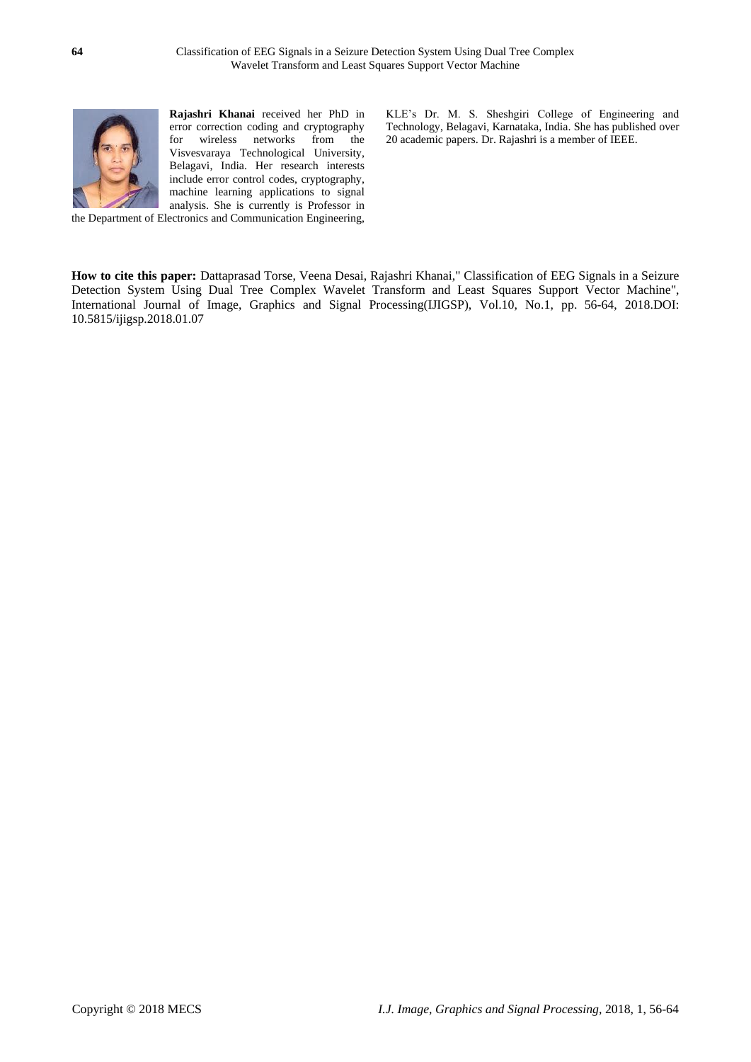**Rajashri Khanai** received her PhD in error correction coding and cryptography for wireless networks from the Visvesvaraya Technological University, Belagavi, India. Her research interests include error control codes, cryptography, machine learning applications to signal analysis. She is currently is Professor in the Department of Electronics and Communication Engineering, KLE's Dr. M. S. Sheshgiri College of Engineering and Technology, Belagavi, Karnataka, India. She has published over 20 academic papers. Dr. Rajashri is a member of IEEE.

**How to cite this paper:** Dattaprasad Torse, Veena Desai, Rajashri Khanai," Classification of EEG Signals in a Seizure Detection System Using Dual Tree Complex Wavelet Transform and Least Squares Support Vector Machine", International Journal of Image, Graphics and Signal Processing(IJIGSP), Vol.10, No.1, pp. 56-64, 2018.DOI: 10.5815/ijigsp.2018.01.07